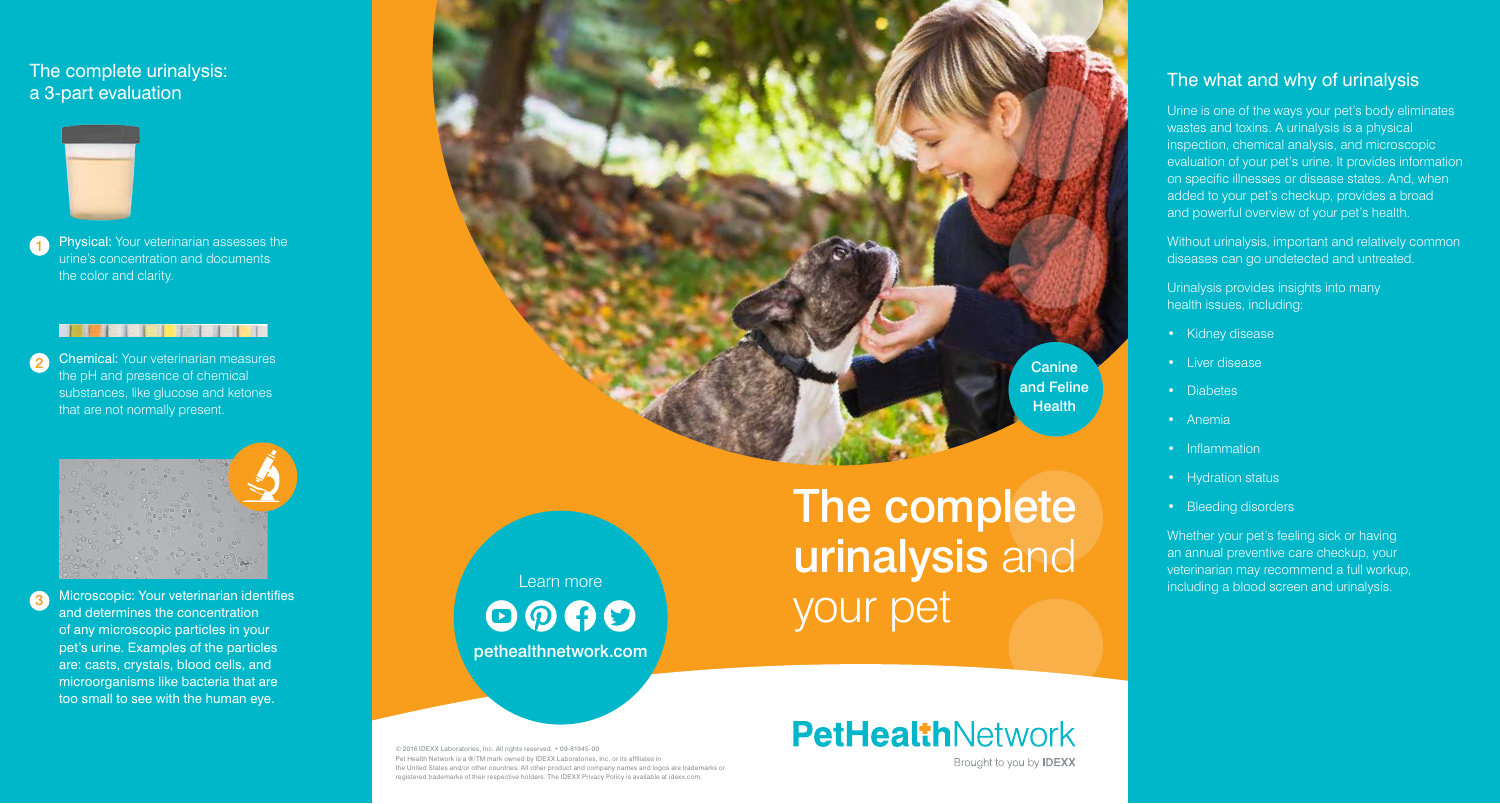## The complete urinalysis: a 3-part evaluation

1. **Physical:** Your veterinarian assesses the urine's concentration and documents the color and clarity.

2. **Chemical:** Your veterinarian measures the pH and presence of chemical substances, like glucose and ketones that are not normally present.

3. **Microscopic:** Your veterinarian identifies and determines the concentration of any microscopic particles in your pet's urine. Examples of the particles are: casts, crystals, blood cells, and microorganisms like bacteria that are too small to see with the human eye.

Canine and Feline Health

# The complete urinalysis and your pet

Learn more

pethealthnetwork.com

**PetHealthNetwork**

Brought to you by IDEXX

© 2016 IDEXX Laboratories, Inc. All rights reserved. • 09-81945-00
Pet Health Network is a ®/TM mark owned by IDEXX Laboratories, Inc. or its affiliates in the United States and/or other countries. All other product and company names and logos are trademarks or registered trademarks of their respective holders. The IDEXX Privacy Policy is available at idexx.com.

## The what and why of urinalysis

Urine is one of the ways your pet's body eliminates wastes and toxins. A urinalysis is a physical inspection, chemical analysis, and microscopic evaluation of your pet's urine. It provides information on specific illnesses or disease states. And, when added to your pet's checkup, provides a broad and powerful overview of your pet's health.

Without urinalysis, important and relatively common diseases can go undetected and untreated.

Urinalysis provides insights into many health issues, including:

- Kidney disease
- Liver disease
- Diabetes
- Anemia
- Inflammation
- Hydration status
- Bleeding disorders

Whether your pet's feeling sick or having an annual preventive care checkup, your veterinarian may recommend a full workup, including a blood screen and urinalysis.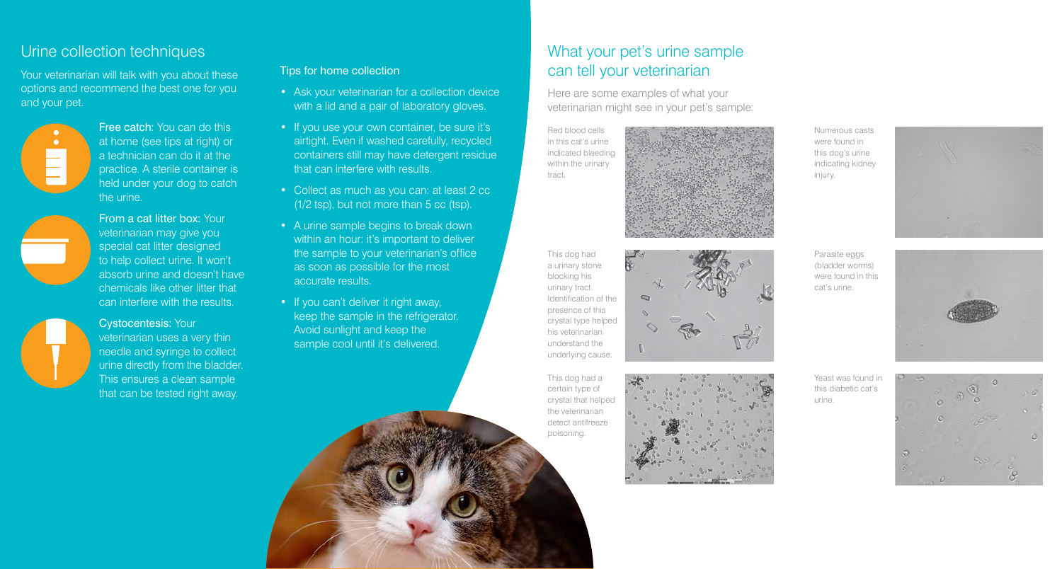## Urine collection techniques

Your veterinarian will talk with you about these options and recommend the best one for you and your pet.

**Free catch:** You can do this at home (see tips at right) or a technician can do it at the practice. A sterile container is held under your dog to catch the urine.

**From a cat litter box:** Your veterinarian may give you special cat litter designed to help collect urine. It won't absorb urine and doesn't have chemicals like other litter that can interfere with the results.

**Cystocentesis:** Your veterinarian uses a very thin needle and syringe to collect urine directly from the bladder. This ensures a clean sample that can be tested right away.

### Tips for home collection

- Ask your veterinarian for a collection device with a lid and a pair of laboratory gloves.
- If you use your own container, be sure it's airtight. Even if washed carefully, recycled containers still may have detergent residue that can interfere with results.
- Collect as much as you can: at least 2 cc (1/2 tsp), but not more than 5 cc (tsp).
- A urine sample begins to break down within an hour: it's important to deliver the sample to your veterinarian's office as soon as possible for the most accurate results.
- If you can't deliver it right away, keep the sample in the refrigerator. Avoid sunlight and keep the sample cool until it's delivered.

## What your pet's urine sample can tell your veterinarian

Here are some examples of what your veterinarian might see in your pet's sample:

Red blood cells in this cat's urine indicated bleeding within the urinary tract.

This dog had a urinary stone blocking his urinary tract. Identification of the presence of this crystal type helped his veterinarian understand the underlying cause.

This dog had a certain type of crystal that helped the veterinarian detect antifreeze poisoning.

Numerous casts were found in this dog's urine indicating kidney injury.

Parasite eggs (bladder worms) were found in this cat's urine.

Yeast was found in this diabetic cat's urine.